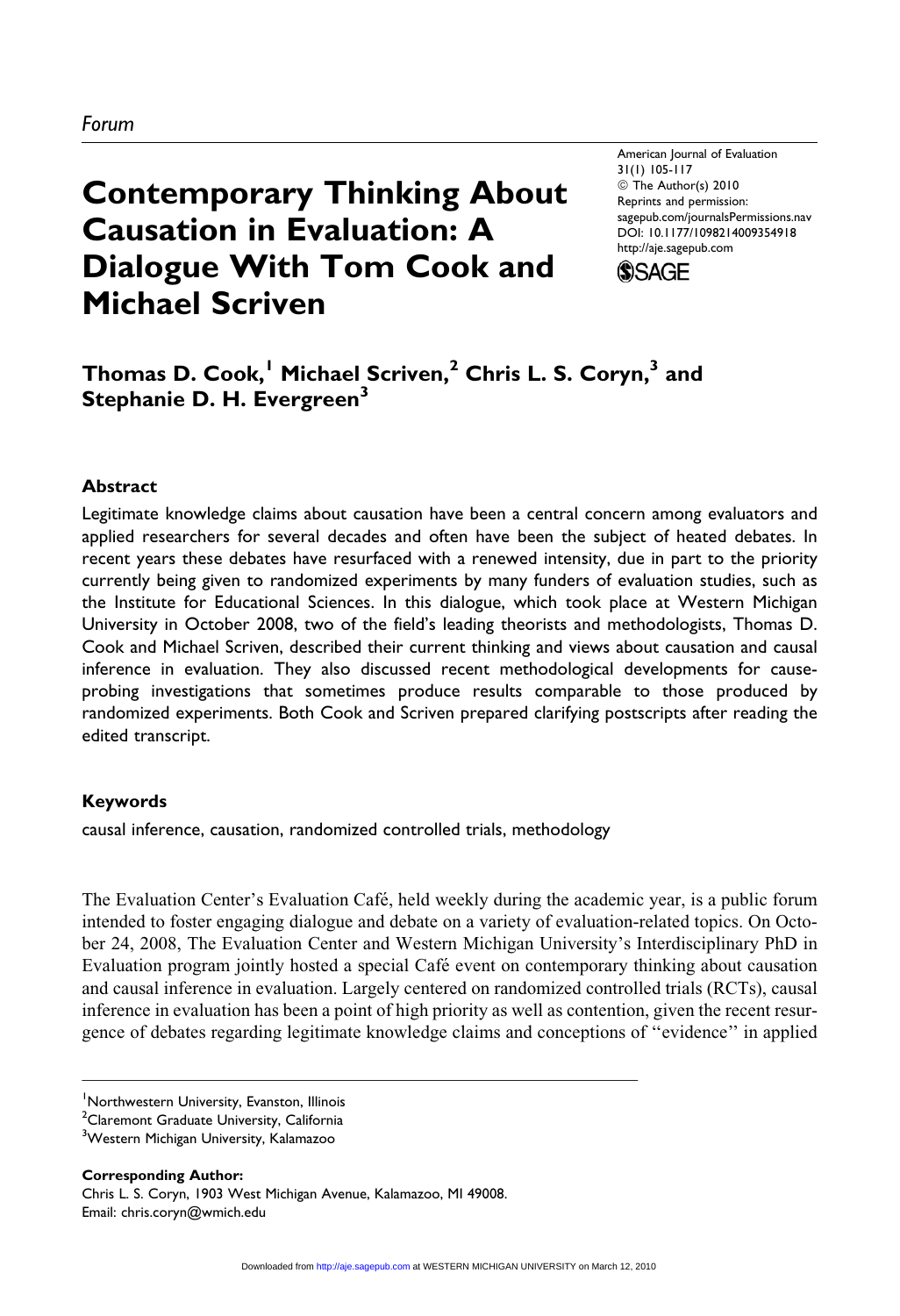*Forum*

# Contemporary Thinking About Causation in Evaluation: A Dialogue With Tom Cook and Michael Scriven

American Journal of Evaluation
31(1) 105-117
© The Author(s) 2010
Reprints and permission:
sagepub.com/journalsPermissions.nav
DOI: 10.1177/1098214009354918
http://aje.sagepub.com

**Thomas D. Cook,[1] Michael Scriven,[2] Chris L. S. Coryn,[3] and Stephanie D. H. Evergreen[3]**

## Abstract

Legitimate knowledge claims about causation have been a central concern among evaluators and applied researchers for several decades and often have been the subject of heated debates. In recent years these debates have resurfaced with a renewed intensity, due in part to the priority currently being given to randomized experiments by many funders of evaluation studies, such as the Institute for Educational Sciences. In this dialogue, which took place at Western Michigan University in October 2008, two of the field's leading theorists and methodologists, Thomas D. Cook and Michael Scriven, described their current thinking and views about causation and causal inference in evaluation. They also discussed recent methodological developments for cause-probing investigations that sometimes produce results comparable to those produced by randomized experiments. Both Cook and Scriven prepared clarifying postscripts after reading the edited transcript.

## Keywords

causal inference, causation, randomized controlled trials, methodology

The Evaluation Center's Evaluation Café, held weekly during the academic year, is a public forum intended to foster engaging dialogue and debate on a variety of evaluation-related topics. On October 24, 2008, The Evaluation Center and Western Michigan University's Interdisciplinary PhD in Evaluation program jointly hosted a special Café event on contemporary thinking about causation and causal inference in evaluation. Largely centered on randomized controlled trials (RCTs), causal inference in evaluation has been a point of high priority as well as contention, given the recent resurgence of debates regarding legitimate knowledge claims and conceptions of "evidence" in applied

[1] Northwestern University, Evanston, Illinois
[2] Claremont Graduate University, California
[3] Western Michigan University, Kalamazoo

**Corresponding Author:**
Chris L. S. Coryn, 1903 West Michigan Avenue, Kalamazoo, MI 49008.
Email: chris.coryn@wmich.edu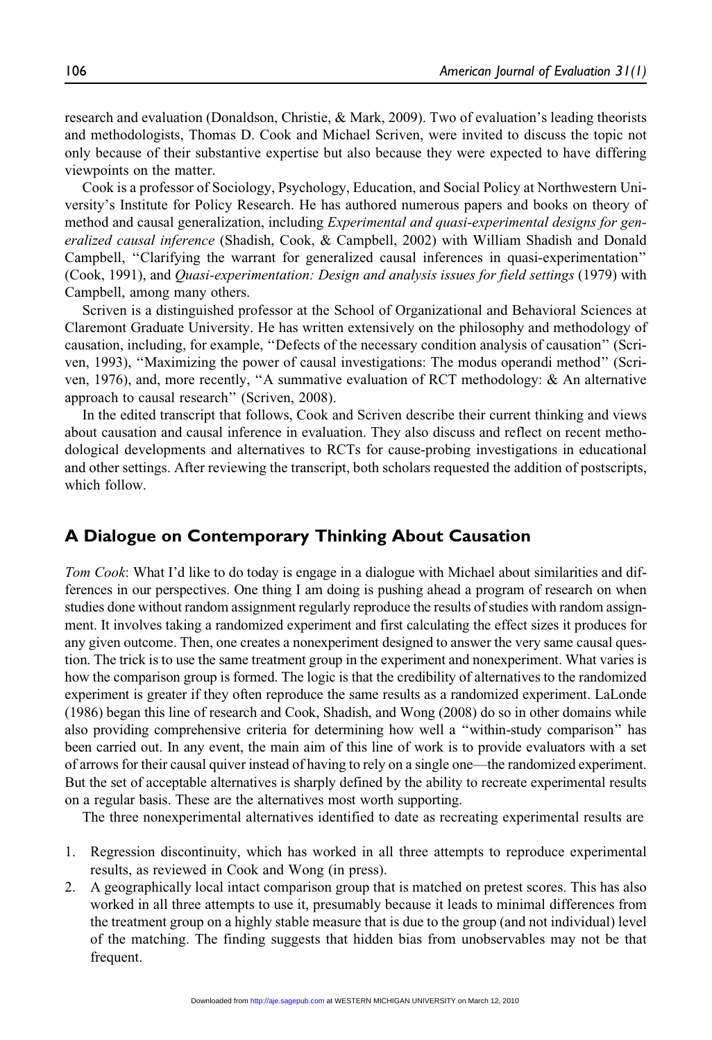research and evaluation (Donaldson, Christie, & Mark, 2009). Two of evaluation's leading theorists and methodologists, Thomas D. Cook and Michael Scriven, were invited to discuss the topic not only because of their substantive expertise but also because they were expected to have differing viewpoints on the matter.

Cook is a professor of Sociology, Psychology, Education, and Social Policy at Northwestern University's Institute for Policy Research. He has authored numerous papers and books on theory of method and causal generalization, including *Experimental and quasi-experimental designs for generalized causal inference* (Shadish, Cook, & Campbell, 2002) with William Shadish and Donald Campbell, "Clarifying the warrant for generalized causal inferences in quasi-experimentation" (Cook, 1991), and *Quasi-experimentation: Design and analysis issues for field settings* (1979) with Campbell, among many others.

Scriven is a distinguished professor at the School of Organizational and Behavioral Sciences at Claremont Graduate University. He has written extensively on the philosophy and methodology of causation, including, for example, "Defects of the necessary condition analysis of causation" (Scriven, 1993), "Maximizing the power of causal investigations: The modus operandi method" (Scriven, 1976), and, more recently, "A summative evaluation of RCT methodology: & An alternative approach to causal research" (Scriven, 2008).

In the edited transcript that follows, Cook and Scriven describe their current thinking and views about causation and causal inference in evaluation. They also discuss and reflect on recent methodological developments and alternatives to RCTs for cause-probing investigations in educational and other settings. After reviewing the transcript, both scholars requested the addition of postscripts, which follow.

## A Dialogue on Contemporary Thinking About Causation

*Tom Cook*: What I'd like to do today is engage in a dialogue with Michael about similarities and differences in our perspectives. One thing I am doing is pushing ahead a program of research on when studies done without random assignment regularly reproduce the results of studies with random assignment. It involves taking a randomized experiment and first calculating the effect sizes it produces for any given outcome. Then, one creates a nonexperiment designed to answer the very same causal question. The trick is to use the same treatment group in the experiment and nonexperiment. What varies is how the comparison group is formed. The logic is that the credibility of alternatives to the randomized experiment is greater if they often reproduce the same results as a randomized experiment. LaLonde (1986) began this line of research and Cook, Shadish, and Wong (2008) do so in other domains while also providing comprehensive criteria for determining how well a "within-study comparison" has been carried out. In any event, the main aim of this line of work is to provide evaluators with a set of arrows for their causal quiver instead of having to rely on a single one—the randomized experiment. But the set of acceptable alternatives is sharply defined by the ability to recreate experimental results on a regular basis. These are the alternatives most worth supporting.

The three nonexperimental alternatives identified to date as recreating experimental results are

1. Regression discontinuity, which has worked in all three attempts to reproduce experimental results, as reviewed in Cook and Wong (in press).
2. A geographically local intact comparison group that is matched on pretest scores. This has also worked in all three attempts to use it, presumably because it leads to minimal differences from the treatment group on a highly stable measure that is due to the group (and not individual) level of the matching. The finding suggests that hidden bias from unobservables may not be that frequent.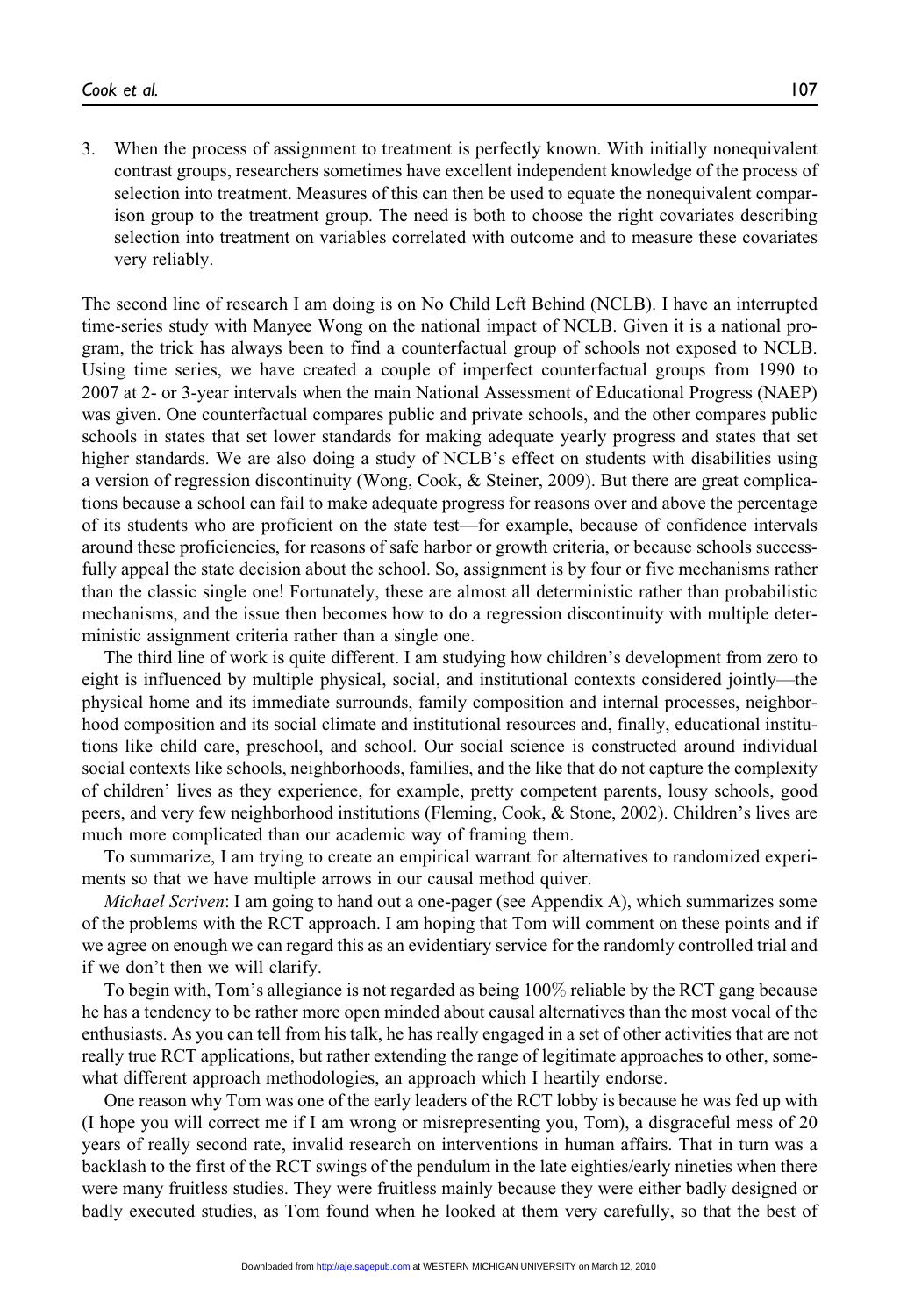3. When the process of assignment to treatment is perfectly known. With initially nonequivalent contrast groups, researchers sometimes have excellent independent knowledge of the process of selection into treatment. Measures of this can then be used to equate the nonequivalent comparison group to the treatment group. The need is both to choose the right covariates describing selection into treatment on variables correlated with outcome and to measure these covariates very reliably.

The second line of research I am doing is on No Child Left Behind (NCLB). I have an interrupted time-series study with Manyee Wong on the national impact of NCLB. Given it is a national program, the trick has always been to find a counterfactual group of schools not exposed to NCLB. Using time series, we have created a couple of imperfect counterfactual groups from 1990 to 2007 at 2- or 3-year intervals when the main National Assessment of Educational Progress (NAEP) was given. One counterfactual compares public and private schools, and the other compares public schools in states that set lower standards for making adequate yearly progress and states that set higher standards. We are also doing a study of NCLB's effect on students with disabilities using a version of regression discontinuity (Wong, Cook, & Steiner, 2009). But there are great complications because a school can fail to make adequate progress for reasons over and above the percentage of its students who are proficient on the state test—for example, because of confidence intervals around these proficiencies, for reasons of safe harbor or growth criteria, or because schools successfully appeal the state decision about the school. So, assignment is by four or five mechanisms rather than the classic single one! Fortunately, these are almost all deterministic rather than probabilistic mechanisms, and the issue then becomes how to do a regression discontinuity with multiple deterministic assignment criteria rather than a single one.

The third line of work is quite different. I am studying how children's development from zero to eight is influenced by multiple physical, social, and institutional contexts considered jointly—the physical home and its immediate surrounds, family composition and internal processes, neighborhood composition and its social climate and institutional resources and, finally, educational institutions like child care, preschool, and school. Our social science is constructed around individual social contexts like schools, neighborhoods, families, and the like that do not capture the complexity of children' lives as they experience, for example, pretty competent parents, lousy schools, good peers, and very few neighborhood institutions (Fleming, Cook, & Stone, 2002). Children's lives are much more complicated than our academic way of framing them.

To summarize, I am trying to create an empirical warrant for alternatives to randomized experiments so that we have multiple arrows in our causal method quiver.

*Michael Scriven*: I am going to hand out a one-pager (see Appendix A), which summarizes some of the problems with the RCT approach. I am hoping that Tom will comment on these points and if we agree on enough we can regard this as an evidentiary service for the randomly controlled trial and if we don't then we will clarify.

To begin with, Tom's allegiance is not regarded as being 100% reliable by the RCT gang because he has a tendency to be rather more open minded about causal alternatives than the most vocal of the enthusiasts. As you can tell from his talk, he has really engaged in a set of other activities that are not really true RCT applications, but rather extending the range of legitimate approaches to other, somewhat different approach methodologies, an approach which I heartily endorse.

One reason why Tom was one of the early leaders of the RCT lobby is because he was fed up with (I hope you will correct me if I am wrong or misrepresenting you, Tom), a disgraceful mess of 20 years of really second rate, invalid research on interventions in human affairs. That in turn was a backlash to the first of the RCT swings of the pendulum in the late eighties/early nineties when there were many fruitless studies. They were fruitless mainly because they were either badly designed or badly executed studies, as Tom found when he looked at them very carefully, so that the best of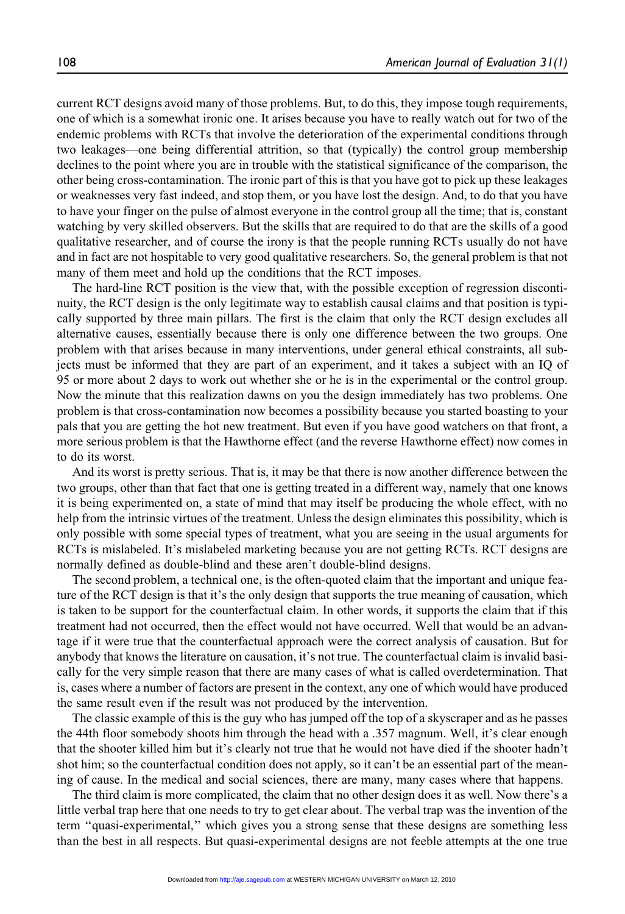current RCT designs avoid many of those problems. But, to do this, they impose tough requirements, one of which is a somewhat ironic one. It arises because you have to really watch out for two of the endemic problems with RCTs that involve the deterioration of the experimental conditions through two leakages—one being differential attrition, so that (typically) the control group membership declines to the point where you are in trouble with the statistical significance of the comparison, the other being cross-contamination. The ironic part of this is that you have got to pick up these leakages or weaknesses very fast indeed, and stop them, or you have lost the design. And, to do that you have to have your finger on the pulse of almost everyone in the control group all the time; that is, constant watching by very skilled observers. But the skills that are required to do that are the skills of a good qualitative researcher, and of course the irony is that the people running RCTs usually do not have and in fact are not hospitable to very good qualitative researchers. So, the general problem is that not many of them meet and hold up the conditions that the RCT imposes.

The hard-line RCT position is the view that, with the possible exception of regression discontinuity, the RCT design is the only legitimate way to establish causal claims and that position is typically supported by three main pillars. The first is the claim that only the RCT design excludes all alternative causes, essentially because there is only one difference between the two groups. One problem with that arises because in many interventions, under general ethical constraints, all subjects must be informed that they are part of an experiment, and it takes a subject with an IQ of 95 or more about 2 days to work out whether she or he is in the experimental or the control group. Now the minute that this realization dawns on you the design immediately has two problems. One problem is that cross-contamination now becomes a possibility because you started boasting to your pals that you are getting the hot new treatment. But even if you have good watchers on that front, a more serious problem is that the Hawthorne effect (and the reverse Hawthorne effect) now comes in to do its worst.

And its worst is pretty serious. That is, it may be that there is now another difference between the two groups, other than that fact that one is getting treated in a different way, namely that one knows it is being experimented on, a state of mind that may itself be producing the whole effect, with no help from the intrinsic virtues of the treatment. Unless the design eliminates this possibility, which is only possible with some special types of treatment, what you are seeing in the usual arguments for RCTs is mislabeled. It's mislabeled marketing because you are not getting RCTs. RCT designs are normally defined as double-blind and these aren't double-blind designs.

The second problem, a technical one, is the often-quoted claim that the important and unique feature of the RCT design is that it's the only design that supports the true meaning of causation, which is taken to be support for the counterfactual claim. In other words, it supports the claim that if this treatment had not occurred, then the effect would not have occurred. Well that would be an advantage if it were true that the counterfactual approach were the correct analysis of causation. But for anybody that knows the literature on causation, it's not true. The counterfactual claim is invalid basically for the very simple reason that there are many cases of what is called overdetermination. That is, cases where a number of factors are present in the context, any one of which would have produced the same result even if the result was not produced by the intervention.

The classic example of this is the guy who has jumped off the top of a skyscraper and as he passes the 44th floor somebody shoots him through the head with a .357 magnum. Well, it's clear enough that the shooter killed him but it's clearly not true that he would not have died if the shooter hadn't shot him; so the counterfactual condition does not apply, so it can't be an essential part of the meaning of cause. In the medical and social sciences, there are many, many cases where that happens.

The third claim is more complicated, the claim that no other design does it as well. Now there's a little verbal trap here that one needs to try to get clear about. The verbal trap was the invention of the term "quasi-experimental," which gives you a strong sense that these designs are something less than the best in all respects. But quasi-experimental designs are not feeble attempts at the one true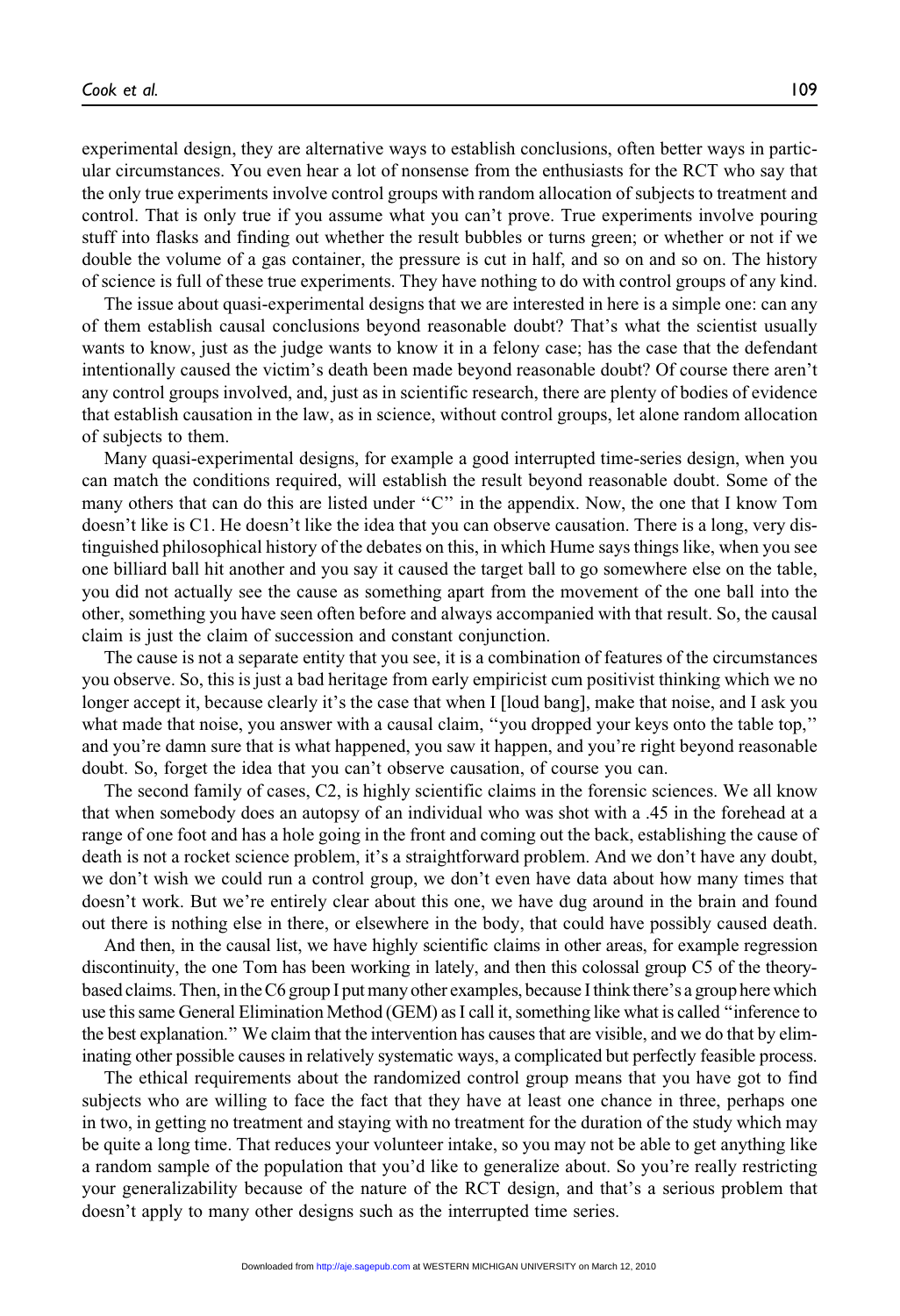experimental design, they are alternative ways to establish conclusions, often better ways in particular circumstances. You even hear a lot of nonsense from the enthusiasts for the RCT who say that the only true experiments involve control groups with random allocation of subjects to treatment and control. That is only true if you assume what you can't prove. True experiments involve pouring stuff into flasks and finding out whether the result bubbles or turns green; or whether or not if we double the volume of a gas container, the pressure is cut in half, and so on and so on. The history of science is full of these true experiments. They have nothing to do with control groups of any kind.

The issue about quasi-experimental designs that we are interested in here is a simple one: can any of them establish causal conclusions beyond reasonable doubt? That's what the scientist usually wants to know, just as the judge wants to know it in a felony case; has the case that the defendant intentionally caused the victim's death been made beyond reasonable doubt? Of course there aren't any control groups involved, and, just as in scientific research, there are plenty of bodies of evidence that establish causation in the law, as in science, without control groups, let alone random allocation of subjects to them.

Many quasi-experimental designs, for example a good interrupted time-series design, when you can match the conditions required, will establish the result beyond reasonable doubt. Some of the many others that can do this are listed under "C" in the appendix. Now, the one that I know Tom doesn't like is C1. He doesn't like the idea that you can observe causation. There is a long, very distinguished philosophical history of the debates on this, in which Hume says things like, when you see one billiard ball hit another and you say it caused the target ball to go somewhere else on the table, you did not actually see the cause as something apart from the movement of the one ball into the other, something you have seen often before and always accompanied with that result. So, the causal claim is just the claim of succession and constant conjunction.

The cause is not a separate entity that you see, it is a combination of features of the circumstances you observe. So, this is just a bad heritage from early empiricist cum positivist thinking which we no longer accept it, because clearly it's the case that when I [loud bang], make that noise, and I ask you what made that noise, you answer with a causal claim, "you dropped your keys onto the table top," and you're damn sure that is what happened, you saw it happen, and you're right beyond reasonable doubt. So, forget the idea that you can't observe causation, of course you can.

The second family of cases, C2, is highly scientific claims in the forensic sciences. We all know that when somebody does an autopsy of an individual who was shot with a .45 in the forehead at a range of one foot and has a hole going in the front and coming out the back, establishing the cause of death is not a rocket science problem, it's a straightforward problem. And we don't have any doubt, we don't wish we could run a control group, we don't even have data about how many times that doesn't work. But we're entirely clear about this one, we have dug around in the brain and found out there is nothing else in there, or elsewhere in the body, that could have possibly caused death.

And then, in the causal list, we have highly scientific claims in other areas, for example regression discontinuity, the one Tom has been working in lately, and then this colossal group C5 of the theory-based claims. Then, in the C6 group I put many other examples, because I think there's a group here which use this same General Elimination Method (GEM) as I call it, something like what is called "inference to the best explanation." We claim that the intervention has causes that are visible, and we do that by eliminating other possible causes in relatively systematic ways, a complicated but perfectly feasible process.

The ethical requirements about the randomized control group means that you have got to find subjects who are willing to face the fact that they have at least one chance in three, perhaps one in two, in getting no treatment and staying with no treatment for the duration of the study which may be quite a long time. That reduces your volunteer intake, so you may not be able to get anything like a random sample of the population that you'd like to generalize about. So you're really restricting your generalizability because of the nature of the RCT design, and that's a serious problem that doesn't apply to many other designs such as the interrupted time series.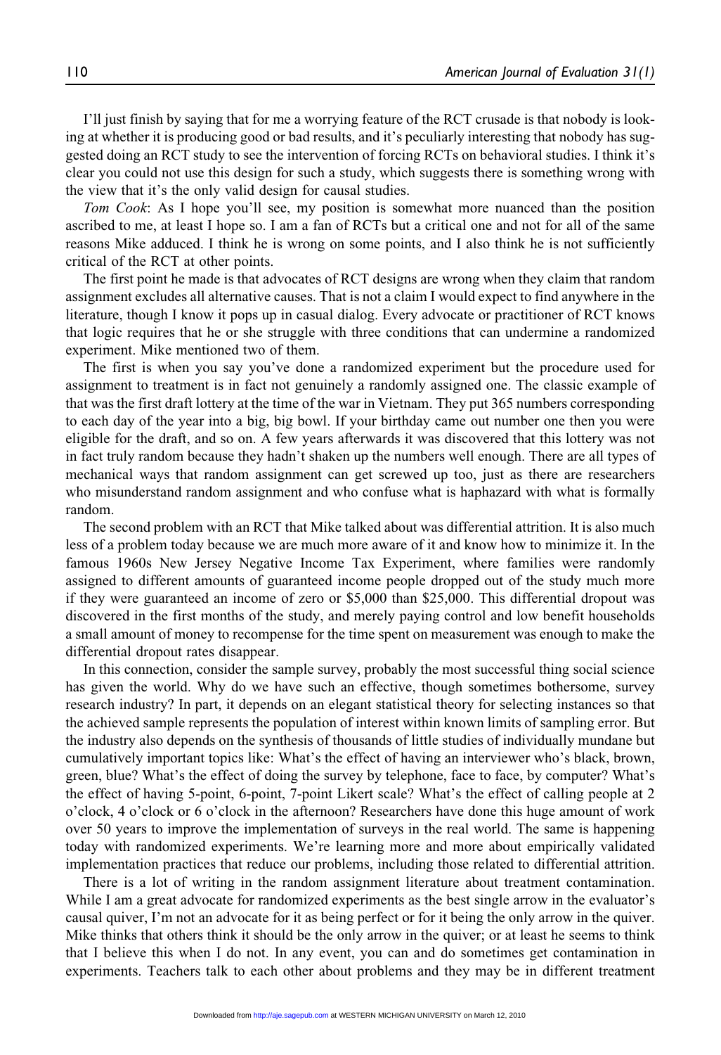I'll just finish by saying that for me a worrying feature of the RCT crusade is that nobody is looking at whether it is producing good or bad results, and it's peculiarly interesting that nobody has suggested doing an RCT study to see the intervention of forcing RCTs on behavioral studies. I think it's clear you could not use this design for such a study, which suggests there is something wrong with the view that it's the only valid design for causal studies.

*Tom Cook*: As I hope you'll see, my position is somewhat more nuanced than the position ascribed to me, at least I hope so. I am a fan of RCTs but a critical one and not for all of the same reasons Mike adduced. I think he is wrong on some points, and I also think he is not sufficiently critical of the RCT at other points.

The first point he made is that advocates of RCT designs are wrong when they claim that random assignment excludes all alternative causes. That is not a claim I would expect to find anywhere in the literature, though I know it pops up in casual dialog. Every advocate or practitioner of RCT knows that logic requires that he or she struggle with three conditions that can undermine a randomized experiment. Mike mentioned two of them.

The first is when you say you've done a randomized experiment but the procedure used for assignment to treatment is in fact not genuinely a randomly assigned one. The classic example of that was the first draft lottery at the time of the war in Vietnam. They put 365 numbers corresponding to each day of the year into a big, big bowl. If your birthday came out number one then you were eligible for the draft, and so on. A few years afterwards it was discovered that this lottery was not in fact truly random because they hadn't shaken up the numbers well enough. There are all types of mechanical ways that random assignment can get screwed up too, just as there are researchers who misunderstand random assignment and who confuse what is haphazard with what is formally random.

The second problem with an RCT that Mike talked about was differential attrition. It is also much less of a problem today because we are much more aware of it and know how to minimize it. In the famous 1960s New Jersey Negative Income Tax Experiment, where families were randomly assigned to different amounts of guaranteed income people dropped out of the study much more if they were guaranteed an income of zero or $5,000 than $25,000. This differential dropout was discovered in the first months of the study, and merely paying control and low benefit households a small amount of money to recompense for the time spent on measurement was enough to make the differential dropout rates disappear.

In this connection, consider the sample survey, probably the most successful thing social science has given the world. Why do we have such an effective, though sometimes bothersome, survey research industry? In part, it depends on an elegant statistical theory for selecting instances so that the achieved sample represents the population of interest within known limits of sampling error. But the industry also depends on the synthesis of thousands of little studies of individually mundane but cumulatively important topics like: What's the effect of having an interviewer who's black, brown, green, blue? What's the effect of doing the survey by telephone, face to face, by computer? What's the effect of having 5-point, 6-point, 7-point Likert scale? What's the effect of calling people at 2 o'clock, 4 o'clock or 6 o'clock in the afternoon? Researchers have done this huge amount of work over 50 years to improve the implementation of surveys in the real world. The same is happening today with randomized experiments. We're learning more and more about empirically validated implementation practices that reduce our problems, including those related to differential attrition.

There is a lot of writing in the random assignment literature about treatment contamination. While I am a great advocate for randomized experiments as the best single arrow in the evaluator's causal quiver, I'm not an advocate for it as being perfect or for it being the only arrow in the quiver. Mike thinks that others think it should be the only arrow in the quiver; or at least he seems to think that I believe this when I do not. In any event, you can and do sometimes get contamination in experiments. Teachers talk to each other about problems and they may be in different treatment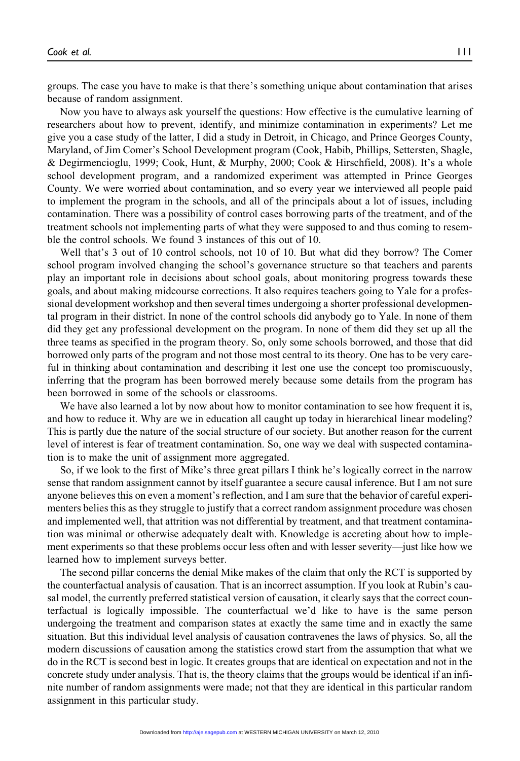groups. The case you have to make is that there's something unique about contamination that arises because of random assignment.

Now you have to always ask yourself the questions: How effective is the cumulative learning of researchers about how to prevent, identify, and minimize contamination in experiments? Let me give you a case study of the latter, I did a study in Detroit, in Chicago, and Prince Georges County, Maryland, of Jim Comer's School Development program (Cook, Habib, Phillips, Settersten, Shagle, & Degirmencioglu, 1999; Cook, Hunt, & Murphy, 2000; Cook & Hirschfield, 2008). It's a whole school development program, and a randomized experiment was attempted in Prince Georges County. We were worried about contamination, and so every year we interviewed all people paid to implement the program in the schools, and all of the principals about a lot of issues, including contamination. There was a possibility of control cases borrowing parts of the treatment, and of the treatment schools not implementing parts of what they were supposed to and thus coming to resemble the control schools. We found 3 instances of this out of 10.

Well that's 3 out of 10 control schools, not 10 of 10. But what did they borrow? The Comer school program involved changing the school's governance structure so that teachers and parents play an important role in decisions about school goals, about monitoring progress towards these goals, and about making midcourse corrections. It also requires teachers going to Yale for a professional development workshop and then several times undergoing a shorter professional developmental program in their district. In none of the control schools did anybody go to Yale. In none of them did they get any professional development on the program. In none of them did they set up all the three teams as specified in the program theory. So, only some schools borrowed, and those that did borrowed only parts of the program and not those most central to its theory. One has to be very careful in thinking about contamination and describing it lest one use the concept too promiscuously, inferring that the program has been borrowed merely because some details from the program has been borrowed in some of the schools or classrooms.

We have also learned a lot by now about how to monitor contamination to see how frequent it is, and how to reduce it. Why are we in education all caught up today in hierarchical linear modeling? This is partly due the nature of the social structure of our society. But another reason for the current level of interest is fear of treatment contamination. So, one way we deal with suspected contamination is to make the unit of assignment more aggregated.

So, if we look to the first of Mike's three great pillars I think he's logically correct in the narrow sense that random assignment cannot by itself guarantee a secure causal inference. But I am not sure anyone believes this on even a moment's reflection, and I am sure that the behavior of careful experimenters belies this as they struggle to justify that a correct random assignment procedure was chosen and implemented well, that attrition was not differential by treatment, and that treatment contamination was minimal or otherwise adequately dealt with. Knowledge is accreting about how to implement experiments so that these problems occur less often and with lesser severity—just like how we learned how to implement surveys better.

The second pillar concerns the denial Mike makes of the claim that only the RCT is supported by the counterfactual analysis of causation. That is an incorrect assumption. If you look at Rubin's causal model, the currently preferred statistical version of causation, it clearly says that the correct counterfactual is logically impossible. The counterfactual we'd like to have is the same person undergoing the treatment and comparison states at exactly the same time and in exactly the same situation. But this individual level analysis of causation contravenes the laws of physics. So, all the modern discussions of causation among the statistics crowd start from the assumption that what we do in the RCT is second best in logic. It creates groups that are identical on expectation and not in the concrete study under analysis. That is, the theory claims that the groups would be identical if an infinite number of random assignments were made; not that they are identical in this particular random assignment in this particular study.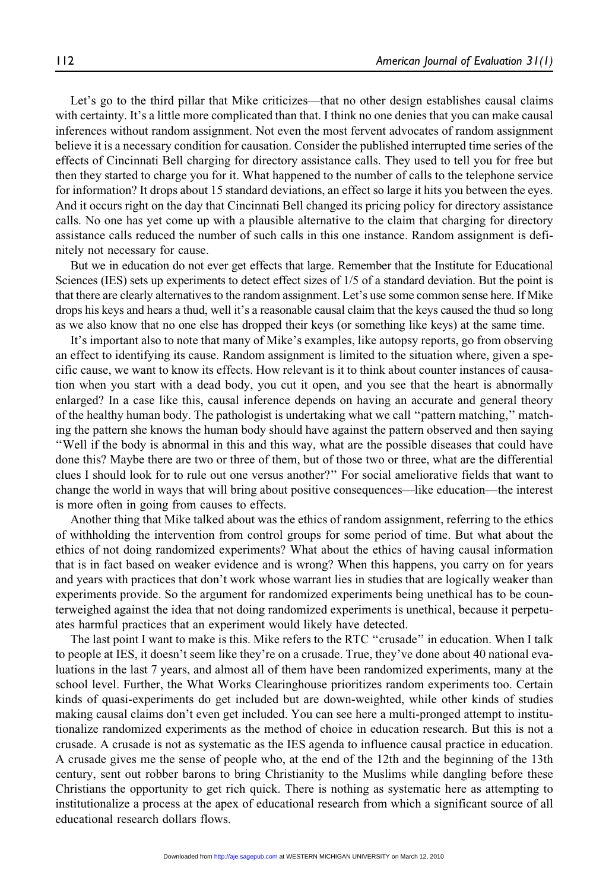Let's go to the third pillar that Mike criticizes—that no other design establishes causal claims with certainty. It's a little more complicated than that. I think no one denies that you can make causal inferences without random assignment. Not even the most fervent advocates of random assignment believe it is a necessary condition for causation. Consider the published interrupted time series of the effects of Cincinnati Bell charging for directory assistance calls. They used to tell you for free but then they started to charge you for it. What happened to the number of calls to the telephone service for information? It drops about 15 standard deviations, an effect so large it hits you between the eyes. And it occurs right on the day that Cincinnati Bell changed its pricing policy for directory assistance calls. No one has yet come up with a plausible alternative to the claim that charging for directory assistance calls reduced the number of such calls in this one instance. Random assignment is definitely not necessary for cause.

But we in education do not ever get effects that large. Remember that the Institute for Educational Sciences (IES) sets up experiments to detect effect sizes of 1/5 of a standard deviation. But the point is that there are clearly alternatives to the random assignment. Let's use some common sense here. If Mike drops his keys and hears a thud, well it's a reasonable causal claim that the keys caused the thud so long as we also know that no one else has dropped their keys (or something like keys) at the same time.

It's important also to note that many of Mike's examples, like autopsy reports, go from observing an effect to identifying its cause. Random assignment is limited to the situation where, given a specific cause, we want to know its effects. How relevant is it to think about counter instances of causation when you start with a dead body, you cut it open, and you see that the heart is abnormally enlarged? In a case like this, causal inference depends on having an accurate and general theory of the healthy human body. The pathologist is undertaking what we call "pattern matching," matching the pattern she knows the human body should have against the pattern observed and then saying "Well if the body is abnormal in this and this way, what are the possible diseases that could have done this? Maybe there are two or three of them, but of those two or three, what are the differential clues I should look for to rule out one versus another?" For social ameliorative fields that want to change the world in ways that will bring about positive consequences—like education—the interest is more often in going from causes to effects.

Another thing that Mike talked about was the ethics of random assignment, referring to the ethics of withholding the intervention from control groups for some period of time. But what about the ethics of not doing randomized experiments? What about the ethics of having causal information that is in fact based on weaker evidence and is wrong? When this happens, you carry on for years and years with practices that don't work whose warrant lies in studies that are logically weaker than experiments provide. So the argument for randomized experiments being unethical has to be counterweighed against the idea that not doing randomized experiments is unethical, because it perpetuates harmful practices that an experiment would likely have detected.

The last point I want to make is this. Mike refers to the RTC "crusade" in education. When I talk to people at IES, it doesn't seem like they're on a crusade. True, they've done about 40 national evaluations in the last 7 years, and almost all of them have been randomized experiments, many at the school level. Further, the What Works Clearinghouse prioritizes random experiments too. Certain kinds of quasi-experiments do get included but are down-weighted, while other kinds of studies making causal claims don't even get included. You can see here a multi-pronged attempt to institutionalize randomized experiments as the method of choice in education research. But this is not a crusade. A crusade is not as systematic as the IES agenda to influence causal practice in education. A crusade gives me the sense of people who, at the end of the 12th and the beginning of the 13th century, sent out robber barons to bring Christianity to the Muslims while dangling before these Christians the opportunity to get rich quick. There is nothing as systematic here as attempting to institutionalize a process at the apex of educational research from which a significant source of all educational research dollars flows.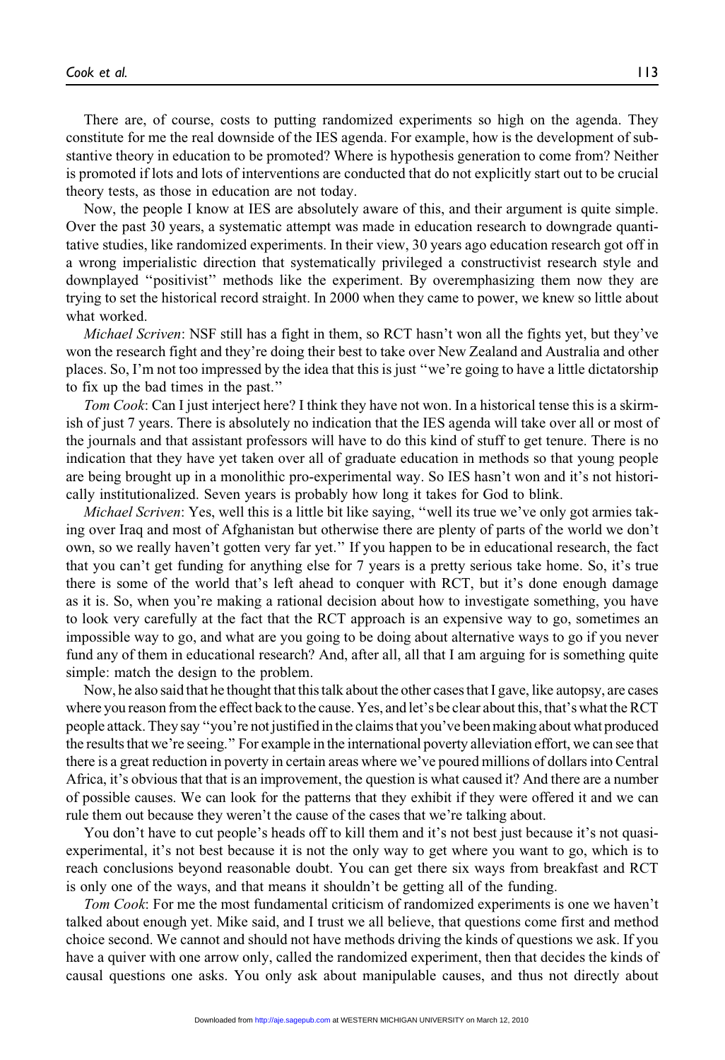There are, of course, costs to putting randomized experiments so high on the agenda. They constitute for me the real downside of the IES agenda. For example, how is the development of substantive theory in education to be promoted? Where is hypothesis generation to come from? Neither is promoted if lots and lots of interventions are conducted that do not explicitly start out to be crucial theory tests, as those in education are not today.

Now, the people I know at IES are absolutely aware of this, and their argument is quite simple. Over the past 30 years, a systematic attempt was made in education research to downgrade quantitative studies, like randomized experiments. In their view, 30 years ago education research got off in a wrong imperialistic direction that systematically privileged a constructivist research style and downplayed ''positivist'' methods like the experiment. By overemphasizing them now they are trying to set the historical record straight. In 2000 when they came to power, we knew so little about what worked.

*Michael Scriven*: NSF still has a fight in them, so RCT hasn't won all the fights yet, but they've won the research fight and they're doing their best to take over New Zealand and Australia and other places. So, I'm not too impressed by the idea that this is just ''we're going to have a little dictatorship to fix up the bad times in the past.''

*Tom Cook*: Can I just interject here? I think they have not won. In a historical tense this is a skirmish of just 7 years. There is absolutely no indication that the IES agenda will take over all or most of the journals and that assistant professors will have to do this kind of stuff to get tenure. There is no indication that they have yet taken over all of graduate education in methods so that young people are being brought up in a monolithic pro-experimental way. So IES hasn't won and it's not historically institutionalized. Seven years is probably how long it takes for God to blink.

*Michael Scriven*: Yes, well this is a little bit like saying, ''well its true we've only got armies taking over Iraq and most of Afghanistan but otherwise there are plenty of parts of the world we don't own, so we really haven't gotten very far yet.'' If you happen to be in educational research, the fact that you can't get funding for anything else for 7 years is a pretty serious take home. So, it's true there is some of the world that's left ahead to conquer with RCT, but it's done enough damage as it is. So, when you're making a rational decision about how to investigate something, you have to look very carefully at the fact that the RCT approach is an expensive way to go, sometimes an impossible way to go, and what are you going to be doing about alternative ways to go if you never fund any of them in educational research? And, after all, all that I am arguing for is something quite simple: match the design to the problem.

Now, he also said that he thought that this talk about the other cases that I gave, like autopsy, are cases where you reason from the effect back to the cause. Yes, and let's be clear about this, that's what the RCT people attack. They say ''you're not justified in the claims that you've been making about what produced the results that we're seeing.'' For example in the international poverty alleviation effort, we can see that there is a great reduction in poverty in certain areas where we've poured millions of dollars into Central Africa, it's obvious that that is an improvement, the question is what caused it? And there are a number of possible causes. We can look for the patterns that they exhibit if they were offered it and we can rule them out because they weren't the cause of the cases that we're talking about.

You don't have to cut people's heads off to kill them and it's not best just because it's not quasi-experimental, it's not best because it is not the only way to get where you want to go, which is to reach conclusions beyond reasonable doubt. You can get there six ways from breakfast and RCT is only one of the ways, and that means it shouldn't be getting all of the funding.

*Tom Cook*: For me the most fundamental criticism of randomized experiments is one we haven't talked about enough yet. Mike said, and I trust we all believe, that questions come first and method choice second. We cannot and should not have methods driving the kinds of questions we ask. If you have a quiver with one arrow only, called the randomized experiment, then that decides the kinds of causal questions one asks. You only ask about manipulable causes, and thus not directly about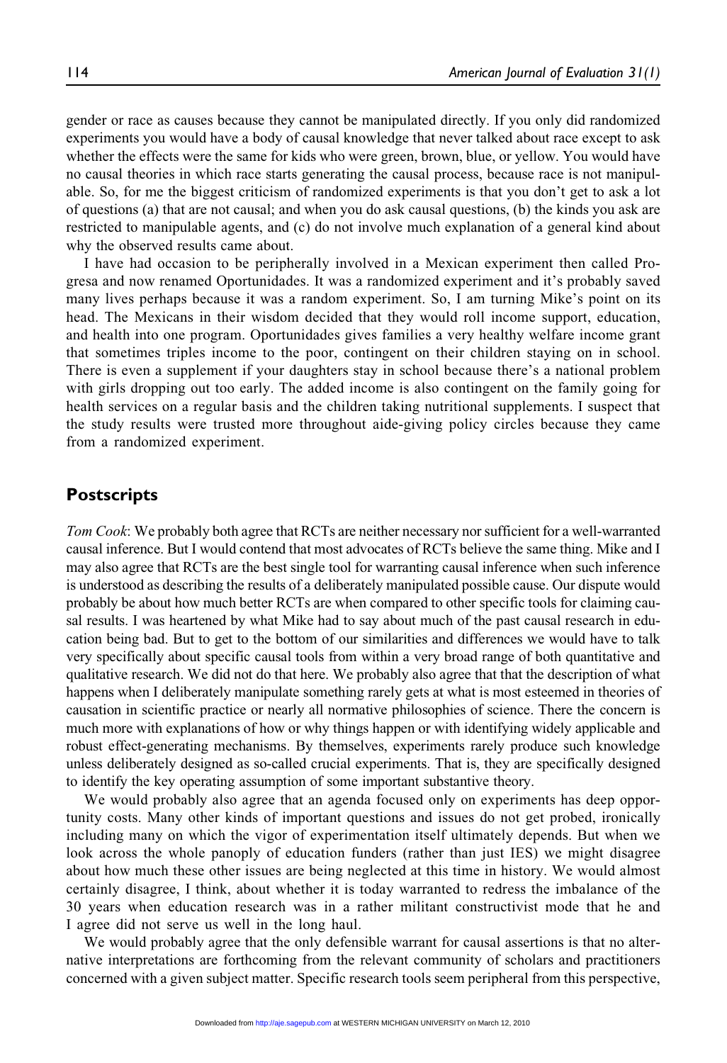gender or race as causes because they cannot be manipulated directly. If you only did randomized experiments you would have a body of causal knowledge that never talked about race except to ask whether the effects were the same for kids who were green, brown, blue, or yellow. You would have no causal theories in which race starts generating the causal process, because race is not manipulable. So, for me the biggest criticism of randomized experiments is that you don't get to ask a lot of questions (a) that are not causal; and when you do ask causal questions, (b) the kinds you ask are restricted to manipulable agents, and (c) do not involve much explanation of a general kind about why the observed results came about.

I have had occasion to be peripherally involved in a Mexican experiment then called Progresa and now renamed Oportunidades. It was a randomized experiment and it's probably saved many lives perhaps because it was a random experiment. So, I am turning Mike's point on its head. The Mexicans in their wisdom decided that they would roll income support, education, and health into one program. Oportunidades gives families a very healthy welfare income grant that sometimes triples income to the poor, contingent on their children staying on in school. There is even a supplement if your daughters stay in school because there's a national problem with girls dropping out too early. The added income is also contingent on the family going for health services on a regular basis and the children taking nutritional supplements. I suspect that the study results were trusted more throughout aide-giving policy circles because they came from a randomized experiment.

## Postscripts

*Tom Cook*: We probably both agree that RCTs are neither necessary nor sufficient for a well-warranted causal inference. But I would contend that most advocates of RCTs believe the same thing. Mike and I may also agree that RCTs are the best single tool for warranting causal inference when such inference is understood as describing the results of a deliberately manipulated possible cause. Our dispute would probably be about how much better RCTs are when compared to other specific tools for claiming causal results. I was heartened by what Mike had to say about much of the past causal research in education being bad. But to get to the bottom of our similarities and differences we would have to talk very specifically about specific causal tools from within a very broad range of both quantitative and qualitative research. We did not do that here. We probably also agree that that the description of what happens when I deliberately manipulate something rarely gets at what is most esteemed in theories of causation in scientific practice or nearly all normative philosophies of science. There the concern is much more with explanations of how or why things happen or with identifying widely applicable and robust effect-generating mechanisms. By themselves, experiments rarely produce such knowledge unless deliberately designed as so-called crucial experiments. That is, they are specifically designed to identify the key operating assumption of some important substantive theory.

We would probably also agree that an agenda focused only on experiments has deep opportunity costs. Many other kinds of important questions and issues do not get probed, ironically including many on which the vigor of experimentation itself ultimately depends. But when we look across the whole panoply of education funders (rather than just IES) we might disagree about how much these other issues are being neglected at this time in history. We would almost certainly disagree, I think, about whether it is today warranted to redress the imbalance of the 30 years when education research was in a rather militant constructivist mode that he and I agree did not serve us well in the long haul.

We would probably agree that the only defensible warrant for causal assertions is that no alternative interpretations are forthcoming from the relevant community of scholars and practitioners concerned with a given subject matter. Specific research tools seem peripheral from this perspective,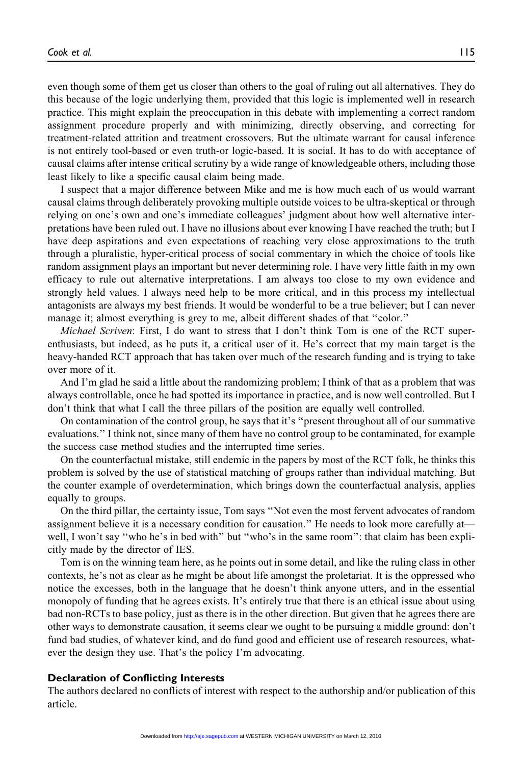even though some of them get us closer than others to the goal of ruling out all alternatives. They do this because of the logic underlying them, provided that this logic is implemented well in research practice. This might explain the preoccupation in this debate with implementing a correct random assignment procedure properly and with minimizing, directly observing, and correcting for treatment-related attrition and treatment crossovers. But the ultimate warrant for causal inference is not entirely tool-based or even truth-or logic-based. It is social. It has to do with acceptance of causal claims after intense critical scrutiny by a wide range of knowledgeable others, including those least likely to like a specific causal claim being made.

I suspect that a major difference between Mike and me is how much each of us would warrant causal claims through deliberately provoking multiple outside voices to be ultra-skeptical or through relying on one's own and one's immediate colleagues' judgment about how well alternative interpretations have been ruled out. I have no illusions about ever knowing I have reached the truth; but I have deep aspirations and even expectations of reaching very close approximations to the truth through a pluralistic, hyper-critical process of social commentary in which the choice of tools like random assignment plays an important but never determining role. I have very little faith in my own efficacy to rule out alternative interpretations. I am always too close to my own evidence and strongly held values. I always need help to be more critical, and in this process my intellectual antagonists are always my best friends. It would be wonderful to be a true believer; but I can never manage it; almost everything is grey to me, albeit different shades of that ''color.''

*Michael Scriven*: First, I do want to stress that I don't think Tom is one of the RCT super-enthusiasts, but indeed, as he puts it, a critical user of it. He's correct that my main target is the heavy-handed RCT approach that has taken over much of the research funding and is trying to take over more of it.

And I'm glad he said a little about the randomizing problem; I think of that as a problem that was always controllable, once he had spotted its importance in practice, and is now well controlled. But I don't think that what I call the three pillars of the position are equally well controlled.

On contamination of the control group, he says that it's ''present throughout all of our summative evaluations.'' I think not, since many of them have no control group to be contaminated, for example the success case method studies and the interrupted time series.

On the counterfactual mistake, still endemic in the papers by most of the RCT folk, he thinks this problem is solved by the use of statistical matching of groups rather than individual matching. But the counter example of overdetermination, which brings down the counterfactual analysis, applies equally to groups.

On the third pillar, the certainty issue, Tom says ''Not even the most fervent advocates of random assignment believe it is a necessary condition for causation.'' He needs to look more carefully at—well, I won't say ''who he's in bed with'' but ''who's in the same room'': that claim has been explicitly made by the director of IES.

Tom is on the winning team here, as he points out in some detail, and like the ruling class in other contexts, he's not as clear as he might be about life amongst the proletariat. It is the oppressed who notice the excesses, both in the language that he doesn't think anyone utters, and in the essential monopoly of funding that he agrees exists. It's entirely true that there is an ethical issue about using bad non-RCTs to base policy, just as there is in the other direction. But given that he agrees there are other ways to demonstrate causation, it seems clear we ought to be pursuing a middle ground: don't fund bad studies, of whatever kind, and do fund good and efficient use of research resources, whatever the design they use. That's the policy I'm advocating.

### Declaration of Conflicting Interests

The authors declared no conflicts of interest with respect to the authorship and/or publication of this article.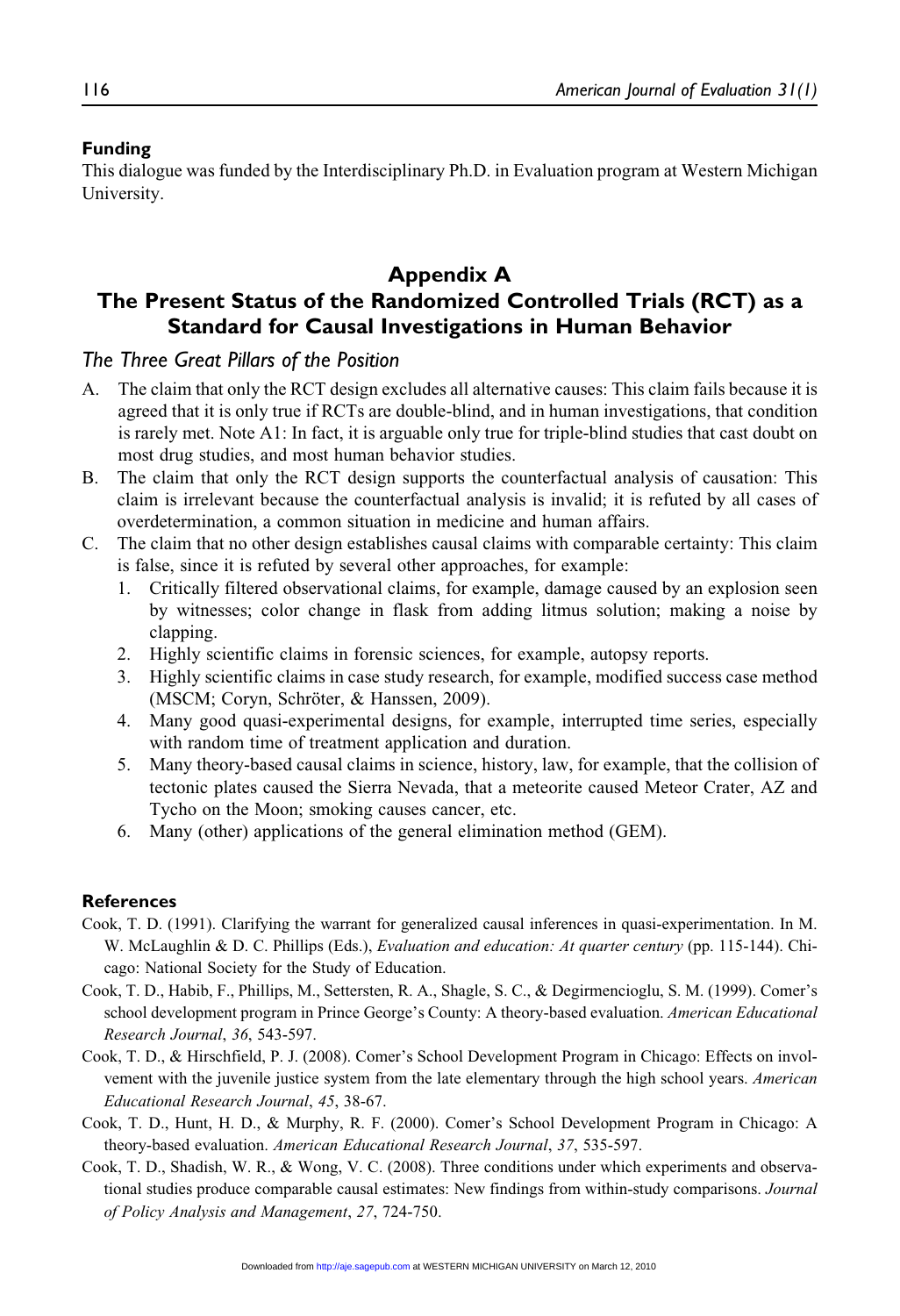## Funding

This dialogue was funded by the Interdisciplinary Ph.D. in Evaluation program at Western Michigan University.

## Appendix A

## The Present Status of the Randomized Controlled Trials (RCT) as a Standard for Causal Investigations in Human Behavior

### *The Three Great Pillars of the Position*

A. The claim that only the RCT design excludes all alternative causes: This claim fails because it is agreed that it is only true if RCTs are double-blind, and in human investigations, that condition is rarely met. Note A1: In fact, it is arguable only true for triple-blind studies that cast doubt on most drug studies, and most human behavior studies.

B. The claim that only the RCT design supports the counterfactual analysis of causation: This claim is irrelevant because the counterfactual analysis is invalid; it is refuted by all cases of overdetermination, a common situation in medicine and human affairs.

C. The claim that no other design establishes causal claims with comparable certainty: This claim is false, since it is refuted by several other approaches, for example:

   1. Critically filtered observational claims, for example, damage caused by an explosion seen by witnesses; color change in flask from adding litmus solution; making a noise by clapping.
   2. Highly scientific claims in forensic sciences, for example, autopsy reports.
   3. Highly scientific claims in case study research, for example, modified success case method (MSCM; Coryn, Schröter, & Hanssen, 2009).
   4. Many good quasi-experimental designs, for example, interrupted time series, especially with random time of treatment application and duration.
   5. Many theory-based causal claims in science, history, law, for example, that the collision of tectonic plates caused the Sierra Nevada, that a meteorite caused Meteor Crater, AZ and Tycho on the Moon; smoking causes cancer, etc.
   6. Many (other) applications of the general elimination method (GEM).

## References

Cook, T. D. (1991). Clarifying the warrant for generalized causal inferences in quasi-experimentation. In M. W. McLaughlin & D. C. Phillips (Eds.), *Evaluation and education: At quarter century* (pp. 115-144). Chicago: National Society for the Study of Education.

Cook, T. D., Habib, F., Phillips, M., Settersten, R. A., Shagle, S. C., & Degirmencioglu, S. M. (1999). Comer's school development program in Prince George's County: A theory-based evaluation. *American Educational Research Journal*, *36*, 543-597.

Cook, T. D., & Hirschfield, P. J. (2008). Comer's School Development Program in Chicago: Effects on involvement with the juvenile justice system from the late elementary through the high school years. *American Educational Research Journal*, *45*, 38-67.

Cook, T. D., Hunt, H. D., & Murphy, R. F. (2000). Comer's School Development Program in Chicago: A theory-based evaluation. *American Educational Research Journal*, *37*, 535-597.

Cook, T. D., Shadish, W. R., & Wong, V. C. (2008). Three conditions under which experiments and observational studies produce comparable causal estimates: New findings from within-study comparisons. *Journal of Policy Analysis and Management*, *27*, 724-750.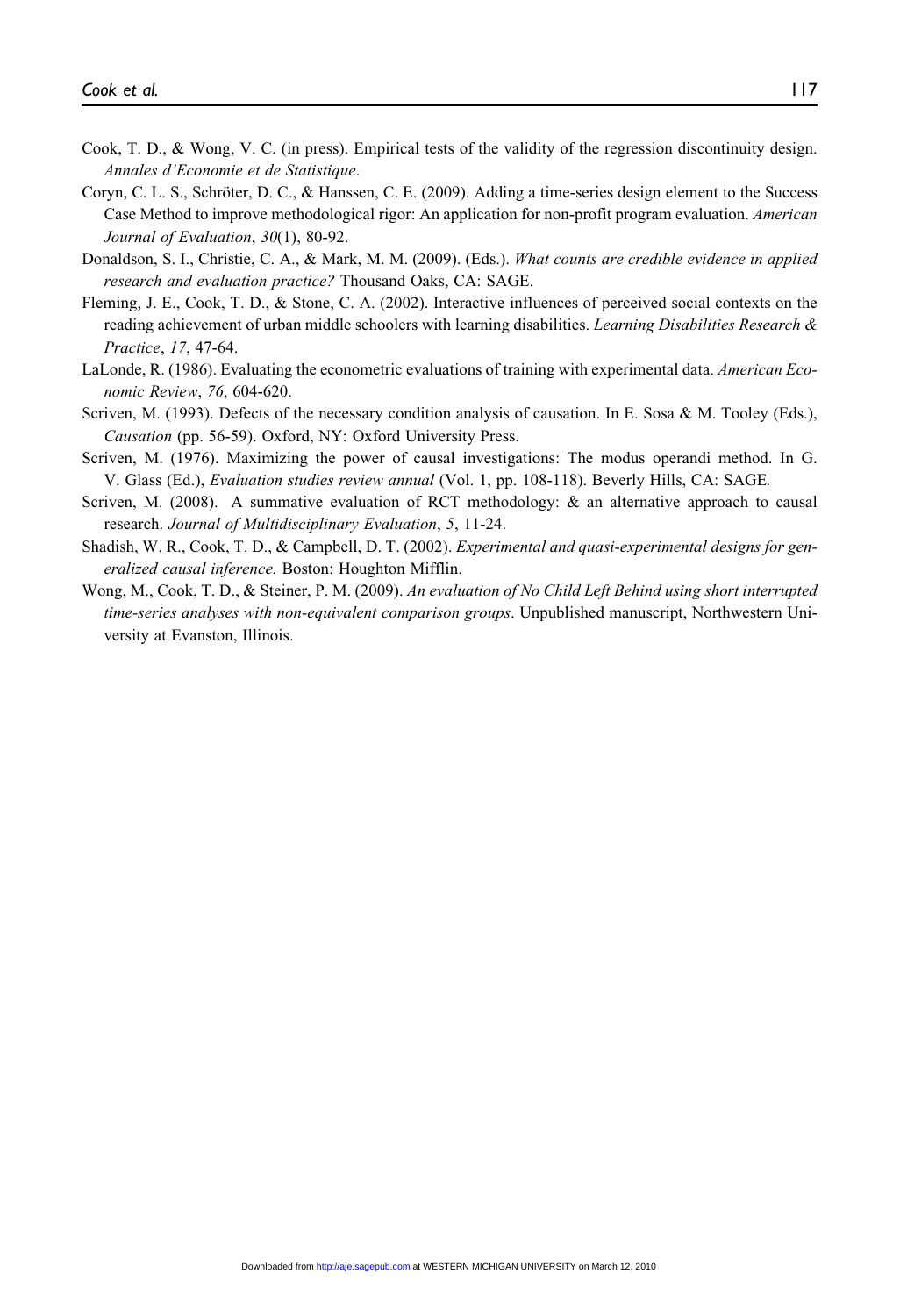Cook, T. D., & Wong, V. C. (in press). Empirical tests of the validity of the regression discontinuity design. *Annales d'Economie et de Statistique*.

Coryn, C. L. S., Schröter, D. C., & Hanssen, C. E. (2009). Adding a time-series design element to the Success Case Method to improve methodological rigor: An application for non-profit program evaluation. *American Journal of Evaluation*, *30*(1), 80-92.

Donaldson, S. I., Christie, C. A., & Mark, M. M. (2009). (Eds.). *What counts are credible evidence in applied research and evaluation practice?* Thousand Oaks, CA: SAGE.

Fleming, J. E., Cook, T. D., & Stone, C. A. (2002). Interactive influences of perceived social contexts on the reading achievement of urban middle schoolers with learning disabilities. *Learning Disabilities Research & Practice*, *17*, 47-64.

LaLonde, R. (1986). Evaluating the econometric evaluations of training with experimental data. *American Economic Review*, *76*, 604-620.

Scriven, M. (1993). Defects of the necessary condition analysis of causation. In E. Sosa & M. Tooley (Eds.), *Causation* (pp. 56-59). Oxford, NY: Oxford University Press.

Scriven, M. (1976). Maximizing the power of causal investigations: The modus operandi method. In G. V. Glass (Ed.), *Evaluation studies review annual* (Vol. 1, pp. 108-118). Beverly Hills, CA: SAGE.

Scriven, M. (2008). A summative evaluation of RCT methodology: & an alternative approach to causal research. *Journal of Multidisciplinary Evaluation*, *5*, 11-24.

Shadish, W. R., Cook, T. D., & Campbell, D. T. (2002). *Experimental and quasi-experimental designs for generalized causal inference.* Boston: Houghton Mifflin.

Wong, M., Cook, T. D., & Steiner, P. M. (2009). *An evaluation of No Child Left Behind using short interrupted time-series analyses with non-equivalent comparison groups*. Unpublished manuscript, Northwestern University at Evanston, Illinois.